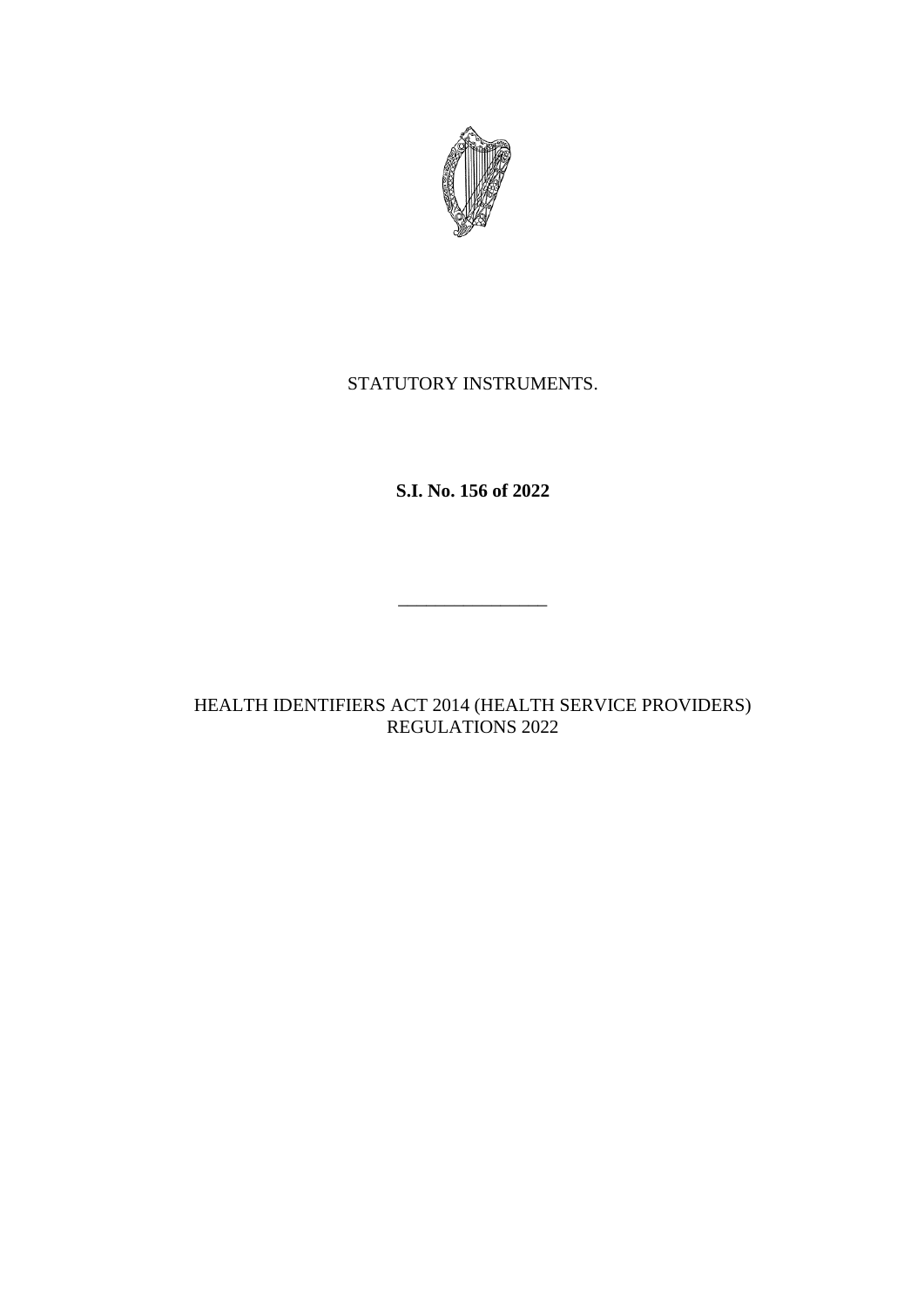STATUTORY INSTRUMENTS.

**S.I. No. 156 of 2022**

---

HEALTH IDENTIFIERS ACT 2014 (HEALTH SERVICE PROVIDERS) REGULATIONS 2022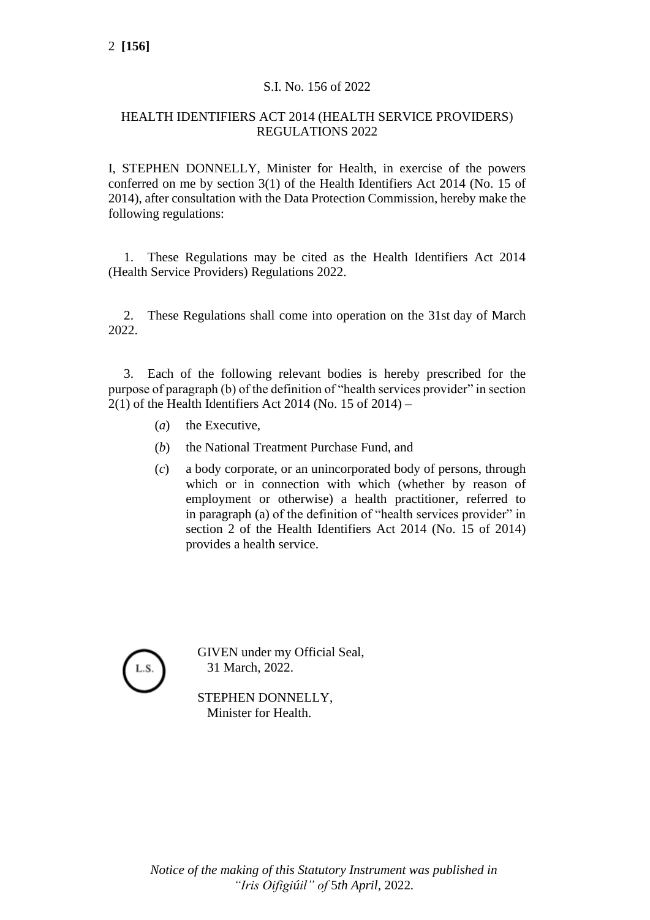S.I. No. 156 of 2022

HEALTH IDENTIFIERS ACT 2014 (HEALTH SERVICE PROVIDERS) REGULATIONS 2022

I, STEPHEN DONNELLY, Minister for Health, in exercise of the powers conferred on me by section 3(1) of the Health Identifiers Act 2014 (No. 15 of 2014), after consultation with the Data Protection Commission, hereby make the following regulations:

1. These Regulations may be cited as the Health Identifiers Act 2014 (Health Service Providers) Regulations 2022.

2. These Regulations shall come into operation on the 31st day of March 2022.

3. Each of the following relevant bodies is hereby prescribed for the purpose of paragraph (b) of the definition of "health services provider" in section 2(1) of the Health Identifiers Act 2014 (No. 15 of 2014) –

(*a*) the Executive,

(*b*) the National Treatment Purchase Fund, and

(*c*) a body corporate, or an unincorporated body of persons, through which or in connection with which (whether by reason of employment or otherwise) a health practitioner, referred to in paragraph (a) of the definition of "health services provider" in section 2 of the Health Identifiers Act 2014 (No. 15 of 2014) provides a health service.

L.S.

GIVEN under my Official Seal,
31 March, 2022.

STEPHEN DONNELLY,
Minister for Health.

*Notice of the making of this Statutory Instrument was published in "Iris Oifigiúil" of 5th April, 2022.*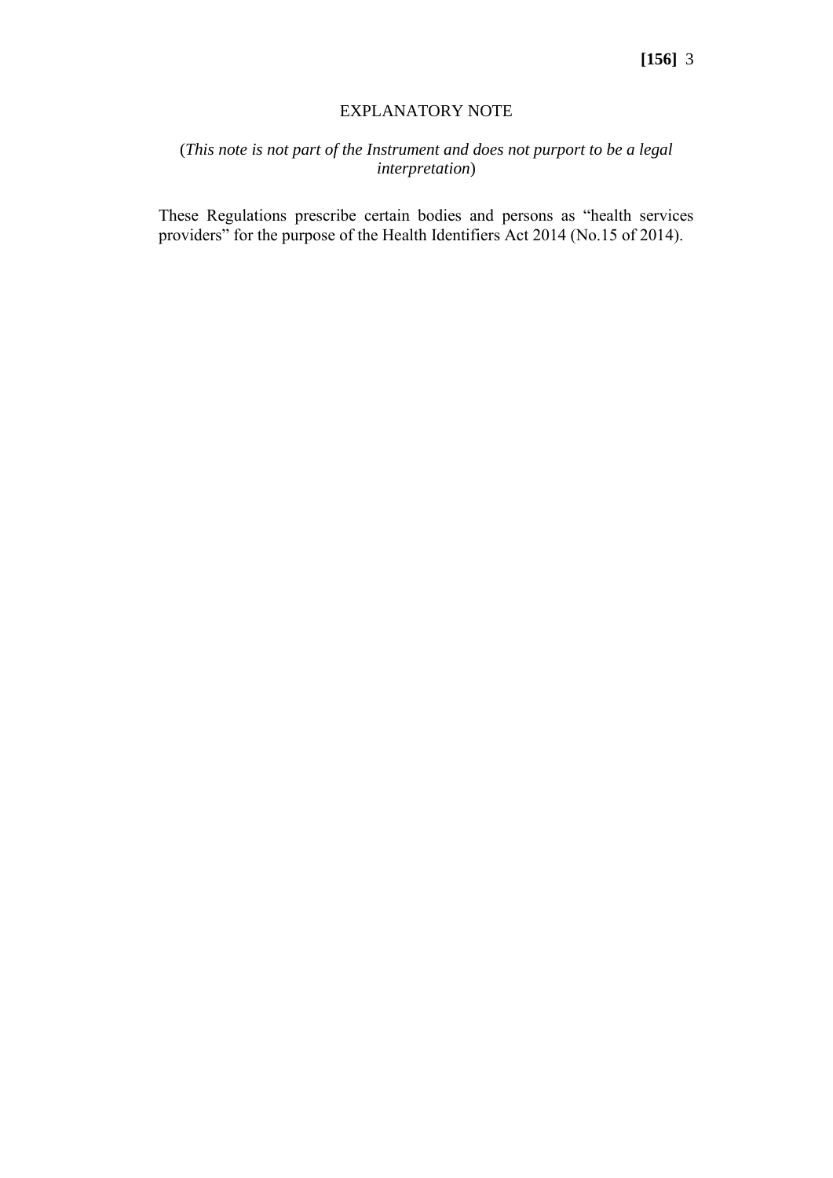## EXPLANATORY NOTE

(*This note is not part of the Instrument and does not purport to be a legal interpretation*)

These Regulations prescribe certain bodies and persons as "health services providers" for the purpose of the Health Identifiers Act 2014 (No.15 of 2014).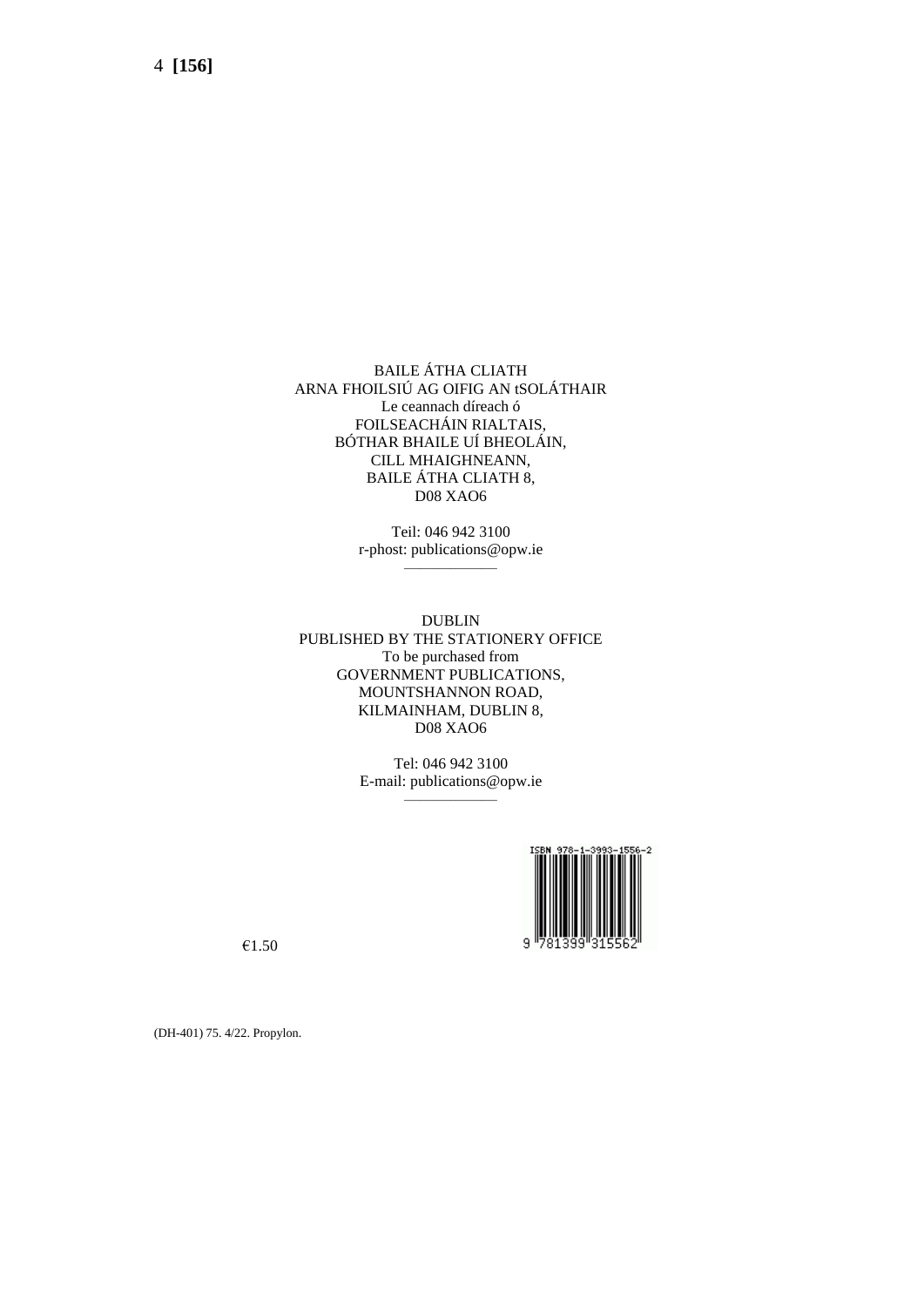BAILE ÁTHA CLIATH
ARNA FHOILSIÚ AG OIFIG AN tSOLÁTHAIR
Le ceannach díreach ó
FOILSEACHÁIN RIALTAIS,
BÓTHAR BHAILE UÍ BHEOLÁIN,
CILL MHAIGHNEANN,
BAILE ÁTHA CLIATH 8,
D08 XAO6

Teil: 046 942 3100
r-phost: publications@opw.ie

---

DUBLIN
PUBLISHED BY THE STATIONERY OFFICE
To be purchased from
GOVERNMENT PUBLICATIONS,
MOUNTSHANNON ROAD,
KILMAINHAM, DUBLIN 8,
D08 XAO6

Tel: 046 942 3100
E-mail: publications@opw.ie

---

ISBN 978-1-3993-1556-2

9 781399 315562

€1.50

(DH-401) 75. 4/22. Propylon.